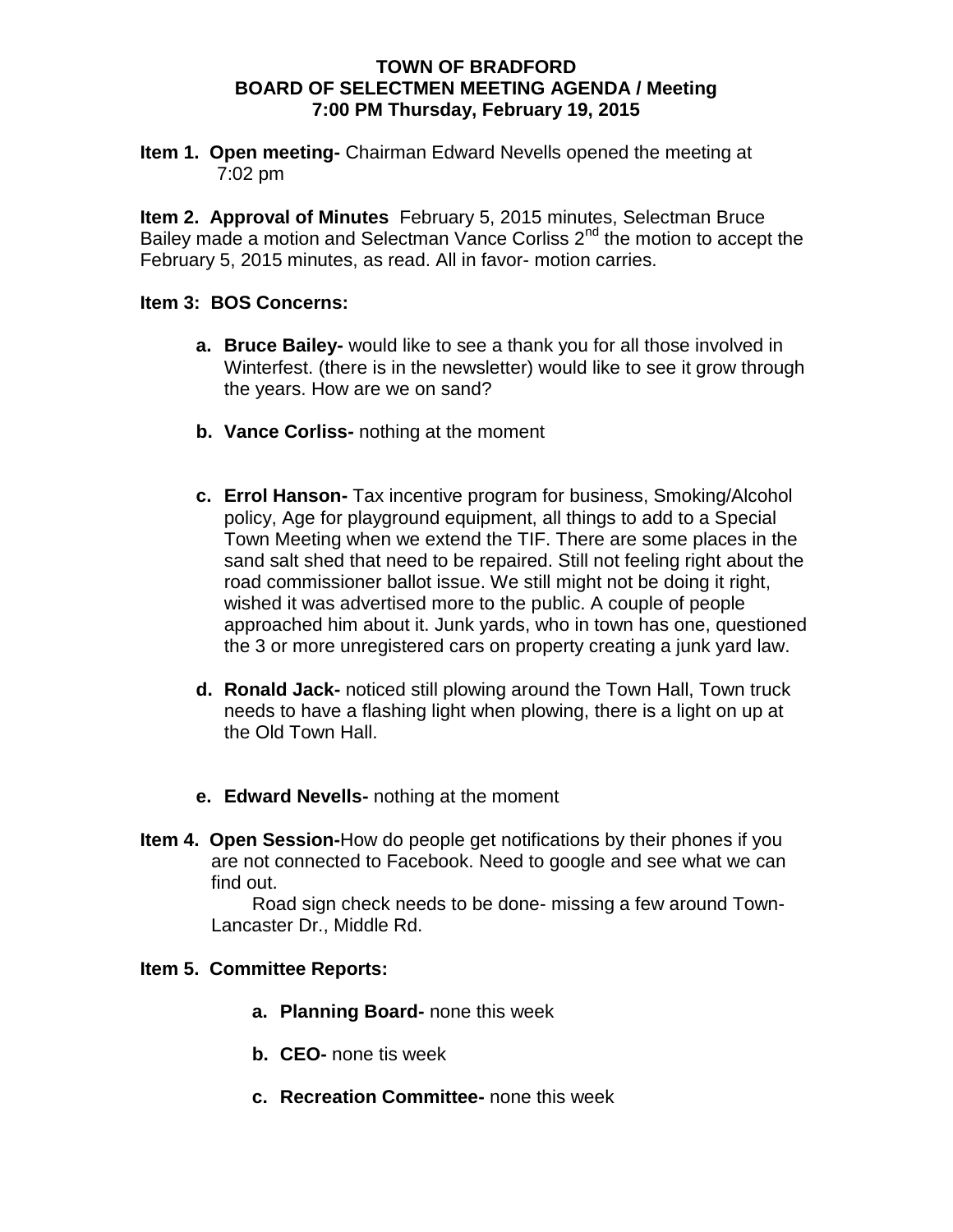**TOWN OF BRADFORD**
**BOARD OF SELECTMEN MEETING AGENDA / Meeting**
**7:00 PM Thursday, February 19, 2015**

**Item 1. Open meeting-** Chairman Edward Nevells opened the meeting at 7:02 pm

**Item 2. Approval of Minutes** February 5, 2015 minutes, Selectman Bruce Bailey made a motion and Selectman Vance Corliss 2nd the motion to accept the February 5, 2015 minutes, as read. All in favor- motion carries.

**Item 3: BOS Concerns:**

- **a. Bruce Bailey-** would like to see a thank you for all those involved in Winterfest. (there is in the newsletter) would like to see it grow through the years. How are we on sand?
- **b. Vance Corliss-** nothing at the moment
- **c. Errol Hanson-** Tax incentive program for business, Smoking/Alcohol policy, Age for playground equipment, all things to add to a Special Town Meeting when we extend the TIF. There are some places in the sand salt shed that need to be repaired. Still not feeling right about the road commissioner ballot issue. We still might not be doing it right, wished it was advertised more to the public. A couple of people approached him about it. Junk yards, who in town has one, questioned the 3 or more unregistered cars on property creating a junk yard law.
- **d. Ronald Jack-** noticed still plowing around the Town Hall, Town truck needs to have a flashing light when plowing, there is a light on up at the Old Town Hall.
- **e. Edward Nevells-** nothing at the moment

**Item 4. Open Session-**How do people get notifications by their phones if you are not connected to Facebook. Need to google and see what we can find out.

Road sign check needs to be done- missing a few around Town- Lancaster Dr., Middle Rd.

**Item 5. Committee Reports:**

- **a. Planning Board-** none this week
- **b. CEO-** none tis week
- **c. Recreation Committee-** none this week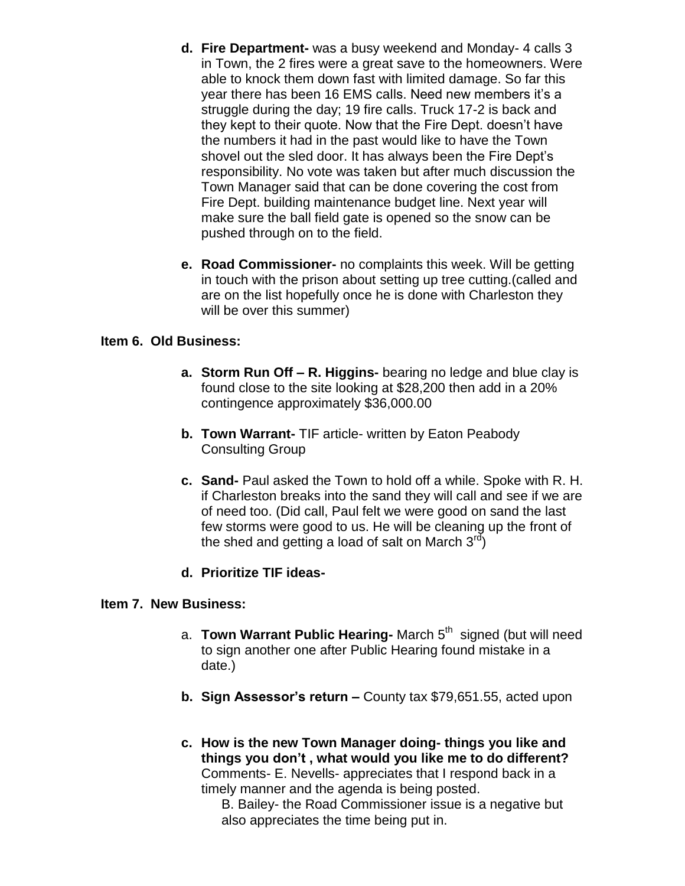- **d. Fire Department-** was a busy weekend and Monday- 4 calls 3 in Town, the 2 fires were a great save to the homeowners. Were able to knock them down fast with limited damage. So far this year there has been 16 EMS calls. Need new members it's a struggle during the day; 19 fire calls. Truck 17-2 is back and they kept to their quote. Now that the Fire Dept. doesn't have the numbers it had in the past would like to have the Town shovel out the sled door. It has always been the Fire Dept's responsibility. No vote was taken but after much discussion the Town Manager said that can be done covering the cost from Fire Dept. building maintenance budget line. Next year will make sure the ball field gate is opened so the snow can be pushed through on to the field.

- **e. Road Commissioner-** no complaints this week. Will be getting in touch with the prison about setting up tree cutting.(called and are on the list hopefully once he is done with Charleston they will be over this summer)

**Item 6. Old Business:**

- **a. Storm Run Off – R. Higgins-** bearing no ledge and blue clay is found close to the site looking at $28,200 then add in a 20% contingence approximately $36,000.00

- **b. Town Warrant-** TIF article- written by Eaton Peabody Consulting Group

- **c. Sand-** Paul asked the Town to hold off a while. Spoke with R. H. if Charleston breaks into the sand they will call and see if we are of need too. (Did call, Paul felt we were good on sand the last few storms were good to us. He will be cleaning up the front of the shed and getting a load of salt on March 3rd)

- **d. Prioritize TIF ideas-**

**Item 7. New Business:**

- a. **Town Warrant Public Hearing-** March 5th signed (but will need to sign another one after Public Hearing found mistake in a date.)

- **b. Sign Assessor's return –** County tax $79,651.55, acted upon

- **c. How is the new Town Manager doing- things you like and things you don't , what would you like me to do different?** Comments- E. Nevells- appreciates that I respond back in a timely manner and the agenda is being posted.

  B. Bailey- the Road Commissioner issue is a negative but also appreciates the time being put in.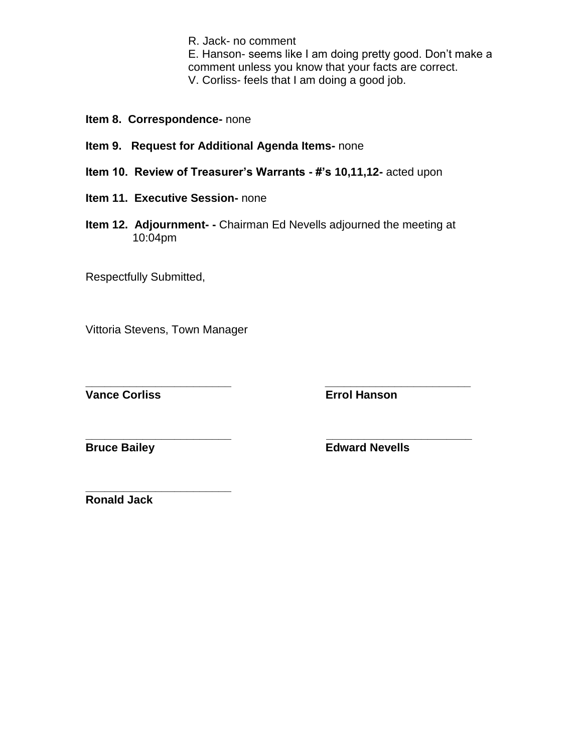R. Jack- no comment
E. Hanson- seems like I am doing pretty good. Don't make a comment unless you know that your facts are correct.
V. Corliss- feels that I am doing a good job.

**Item 8. Correspondence-** none

**Item 9. Request for Additional Agenda Items-** none

**Item 10. Review of Treasurer's Warrants - #'s 10,11,12-** acted upon

**Item 11. Executive Session-** none

**Item 12. Adjournment- -** Chairman Ed Nevells adjourned the meeting at 10:04pm

Respectfully Submitted,

Vittoria Stevens, Town Manager

| | |
|---|---|
| ______________________ | ______________________ |
| **Vance Corliss** | **Errol Hanson** |
| ______________________ | ______________________ |
| **Bruce Bailey** | **Edward Nevells** |
| ______________________ | |
| **Ronald Jack** | |